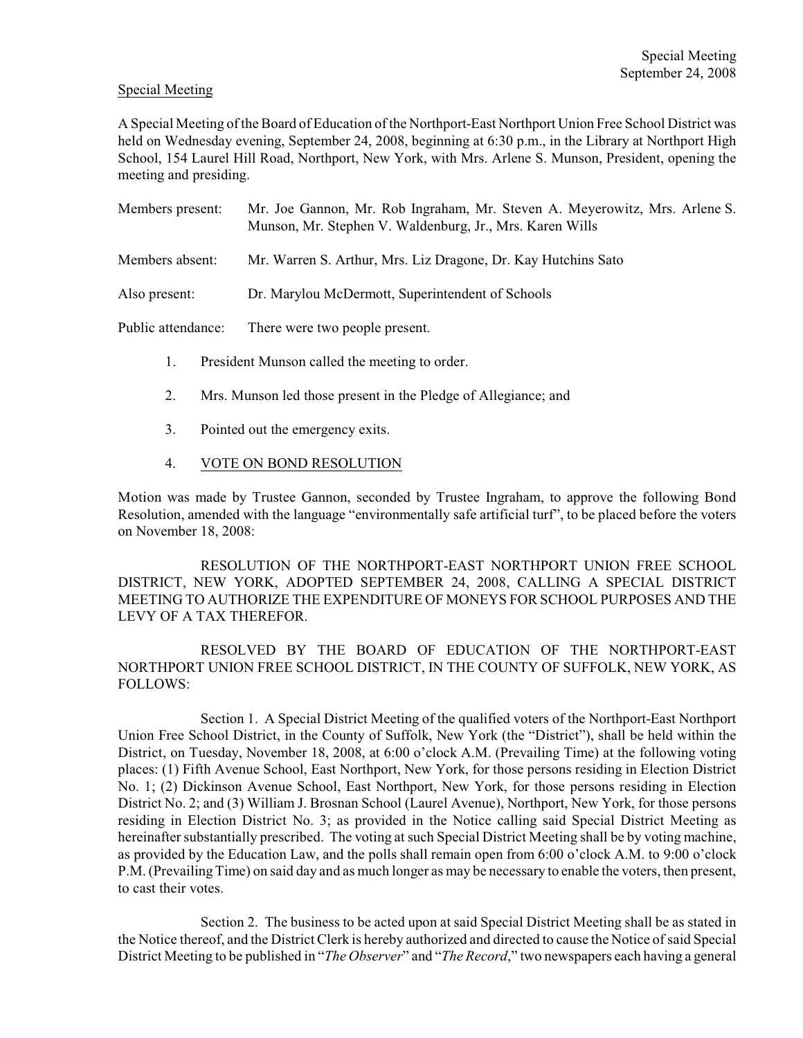Special Meeting

A Special Meeting of the Board of Education of the Northport-East Northport Union Free School District was held on Wednesday evening, September 24, 2008, beginning at 6:30 p.m., in the Library at Northport High School, 154 Laurel Hill Road, Northport, New York, with Mrs. Arlene S. Munson, President, opening the meeting and presiding.

| | |
|---|---|
| Members present: | Mr. Joe Gannon, Mr. Rob Ingraham, Mr. Steven A. Meyerowitz, Mrs. Arlene S. Munson, Mr. Stephen V. Waldenburg, Jr., Mrs. Karen Wills |
| Members absent: | Mr. Warren S. Arthur, Mrs. Liz Dragone, Dr. Kay Hutchins Sato |
| Also present: | Dr. Marylou McDermott, Superintendent of Schools |
| Public attendance: | There were two people present. |

1. President Munson called the meeting to order.

2. Mrs. Munson led those present in the Pledge of Allegiance; and

3. Pointed out the emergency exits.

4. VOTE ON BOND RESOLUTION

Motion was made by Trustee Gannon, seconded by Trustee Ingraham, to approve the following Bond Resolution, amended with the language "environmentally safe artificial turf", to be placed before the voters on November 18, 2008:

RESOLUTION OF THE NORTHPORT-EAST NORTHPORT UNION FREE SCHOOL DISTRICT, NEW YORK, ADOPTED SEPTEMBER 24, 2008, CALLING A SPECIAL DISTRICT MEETING TO AUTHORIZE THE EXPENDITURE OF MONEYS FOR SCHOOL PURPOSES AND THE LEVY OF A TAX THEREFOR.

RESOLVED BY THE BOARD OF EDUCATION OF THE NORTHPORT-EAST NORTHPORT UNION FREE SCHOOL DISTRICT, IN THE COUNTY OF SUFFOLK, NEW YORK, AS FOLLOWS:

Section 1. A Special District Meeting of the qualified voters of the Northport-East Northport Union Free School District, in the County of Suffolk, New York (the "District"), shall be held within the District, on Tuesday, November 18, 2008, at 6:00 o'clock A.M. (Prevailing Time) at the following voting places: (1) Fifth Avenue School, East Northport, New York, for those persons residing in Election District No. 1; (2) Dickinson Avenue School, East Northport, New York, for those persons residing in Election District No. 2; and (3) William J. Brosnan School (Laurel Avenue), Northport, New York, for those persons residing in Election District No. 3; as provided in the Notice calling said Special District Meeting as hereinafter substantially prescribed. The voting at such Special District Meeting shall be by voting machine, as provided by the Education Law, and the polls shall remain open from 6:00 o'clock A.M. to 9:00 o'clock P.M. (Prevailing Time) on said day and as much longer as may be necessary to enable the voters, then present, to cast their votes.

Section 2. The business to be acted upon at said Special District Meeting shall be as stated in the Notice thereof, and the District Clerk is hereby authorized and directed to cause the Notice of said Special District Meeting to be published in "*The Observer*" and "*The Record*," two newspapers each having a general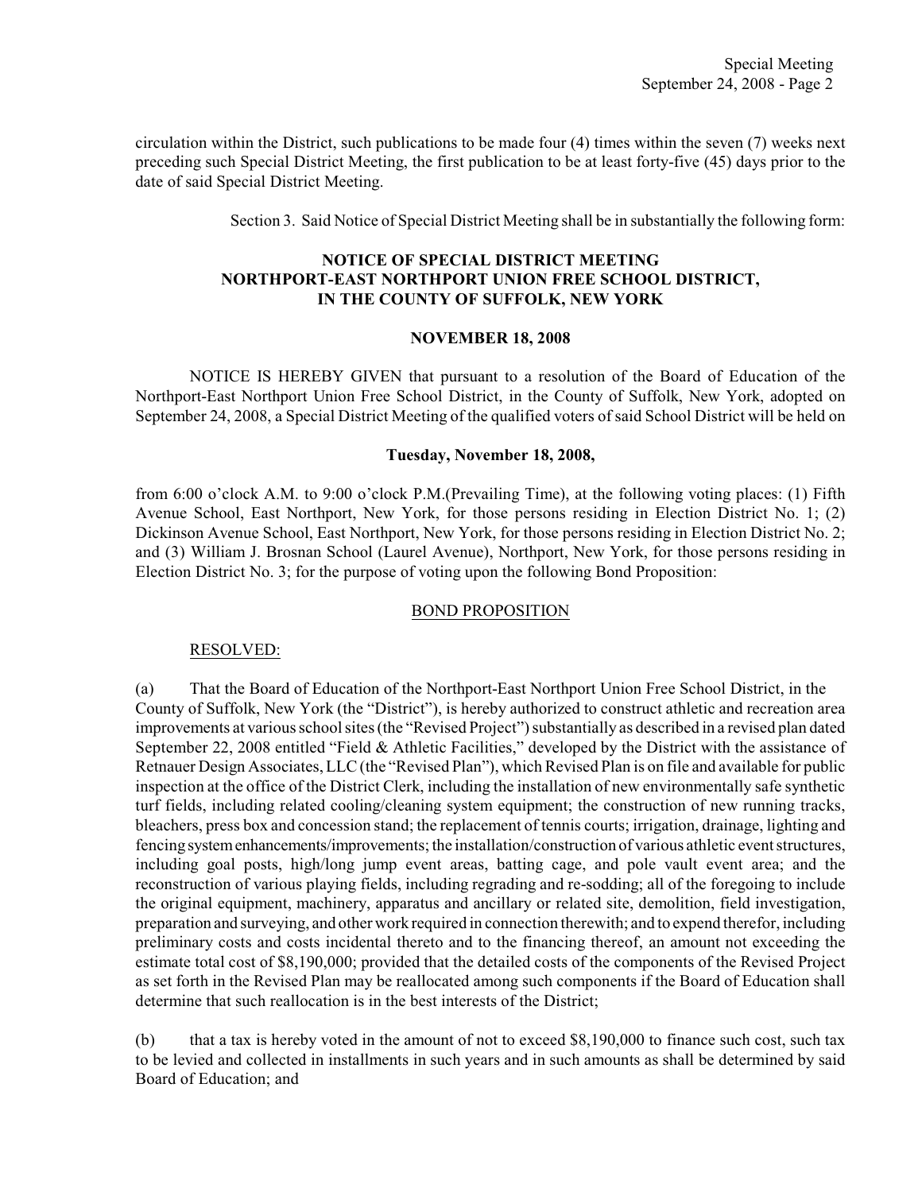circulation within the District, such publications to be made four (4) times within the seven (7) weeks next preceding such Special District Meeting, the first publication to be at least forty-five (45) days prior to the date of said Special District Meeting.

Section 3. Said Notice of Special District Meeting shall be in substantially the following form:

**NOTICE OF SPECIAL DISTRICT MEETING**
**NORTHPORT-EAST NORTHPORT UNION FREE SCHOOL DISTRICT,**
**IN THE COUNTY OF SUFFOLK, NEW YORK**

**NOVEMBER 18, 2008**

NOTICE IS HEREBY GIVEN that pursuant to a resolution of the Board of Education of the Northport-East Northport Union Free School District, in the County of Suffolk, New York, adopted on September 24, 2008, a Special District Meeting of the qualified voters of said School District will be held on

**Tuesday, November 18, 2008,**

from 6:00 o'clock A.M. to 9:00 o'clock P.M.(Prevailing Time), at the following voting places: (1) Fifth Avenue School, East Northport, New York, for those persons residing in Election District No. 1; (2) Dickinson Avenue School, East Northport, New York, for those persons residing in Election District No. 2; and (3) William J. Brosnan School (Laurel Avenue), Northport, New York, for those persons residing in Election District No. 3; for the purpose of voting upon the following Bond Proposition:

BOND PROPOSITION

RESOLVED:

(a) That the Board of Education of the Northport-East Northport Union Free School District, in the County of Suffolk, New York (the "District"), is hereby authorized to construct athletic and recreation area improvements at various school sites (the "Revised Project") substantially as described in a revised plan dated September 22, 2008 entitled "Field & Athletic Facilities," developed by the District with the assistance of Retnauer Design Associates, LLC (the "Revised Plan"), which Revised Plan is on file and available for public inspection at the office of the District Clerk, including the installation of new environmentally safe synthetic turf fields, including related cooling/cleaning system equipment; the construction of new running tracks, bleachers, press box and concession stand; the replacement of tennis courts; irrigation, drainage, lighting and fencing system enhancements/improvements; the installation/construction of various athletic event structures, including goal posts, high/long jump event areas, batting cage, and pole vault event area; and the reconstruction of various playing fields, including regrading and re-sodding; all of the foregoing to include the original equipment, machinery, apparatus and ancillary or related site, demolition, field investigation, preparation and surveying, and other work required in connection therewith; and to expend therefor, including preliminary costs and costs incidental thereto and to the financing thereof, an amount not exceeding the estimate total cost of $8,190,000; provided that the detailed costs of the components of the Revised Project as set forth in the Revised Plan may be reallocated among such components if the Board of Education shall determine that such reallocation is in the best interests of the District;

(b) that a tax is hereby voted in the amount of not to exceed $8,190,000 to finance such cost, such tax to be levied and collected in installments in such years and in such amounts as shall be determined by said Board of Education; and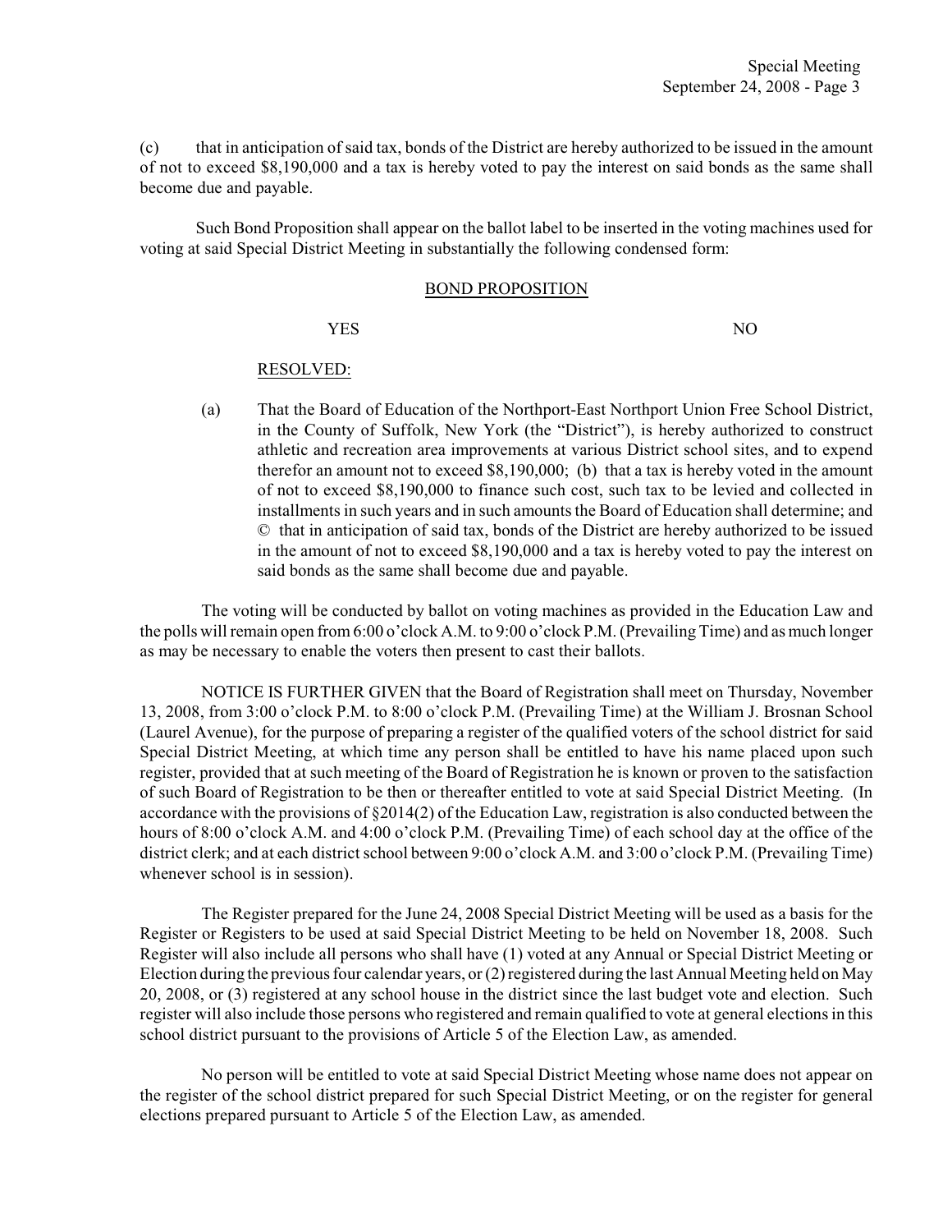(c) that in anticipation of said tax, bonds of the District are hereby authorized to be issued in the amount of not to exceed $8,190,000 and a tax is hereby voted to pay the interest on said bonds as the same shall become due and payable.

Such Bond Proposition shall appear on the ballot label to be inserted in the voting machines used for voting at said Special District Meeting in substantially the following condensed form:

BOND PROPOSITION

YES NO

RESOLVED:

(a) That the Board of Education of the Northport-East Northport Union Free School District, in the County of Suffolk, New York (the "District"), is hereby authorized to construct athletic and recreation area improvements at various District school sites, and to expend therefor an amount not to exceed $8,190,000; (b) that a tax is hereby voted in the amount of not to exceed $8,190,000 to finance such cost, such tax to be levied and collected in installments in such years and in such amounts the Board of Education shall determine; and © that in anticipation of said tax, bonds of the District are hereby authorized to be issued in the amount of not to exceed $8,190,000 and a tax is hereby voted to pay the interest on said bonds as the same shall become due and payable.

The voting will be conducted by ballot on voting machines as provided in the Education Law and the polls will remain open from 6:00 o'clock A.M. to 9:00 o'clock P.M. (Prevailing Time) and as much longer as may be necessary to enable the voters then present to cast their ballots.

NOTICE IS FURTHER GIVEN that the Board of Registration shall meet on Thursday, November 13, 2008, from 3:00 o'clock P.M. to 8:00 o'clock P.M. (Prevailing Time) at the William J. Brosnan School (Laurel Avenue), for the purpose of preparing a register of the qualified voters of the school district for said Special District Meeting, at which time any person shall be entitled to have his name placed upon such register, provided that at such meeting of the Board of Registration he is known or proven to the satisfaction of such Board of Registration to be then or thereafter entitled to vote at said Special District Meeting. (In accordance with the provisions of §2014(2) of the Education Law, registration is also conducted between the hours of 8:00 o'clock A.M. and 4:00 o'clock P.M. (Prevailing Time) of each school day at the office of the district clerk; and at each district school between 9:00 o'clock A.M. and 3:00 o'clock P.M. (Prevailing Time) whenever school is in session).

The Register prepared for the June 24, 2008 Special District Meeting will be used as a basis for the Register or Registers to be used at said Special District Meeting to be held on November 18, 2008. Such Register will also include all persons who shall have (1) voted at any Annual or Special District Meeting or Election during the previous four calendar years, or (2) registered during the last Annual Meeting held on May 20, 2008, or (3) registered at any school house in the district since the last budget vote and election. Such register will also include those persons who registered and remain qualified to vote at general elections in this school district pursuant to the provisions of Article 5 of the Election Law, as amended.

No person will be entitled to vote at said Special District Meeting whose name does not appear on the register of the school district prepared for such Special District Meeting, or on the register for general elections prepared pursuant to Article 5 of the Election Law, as amended.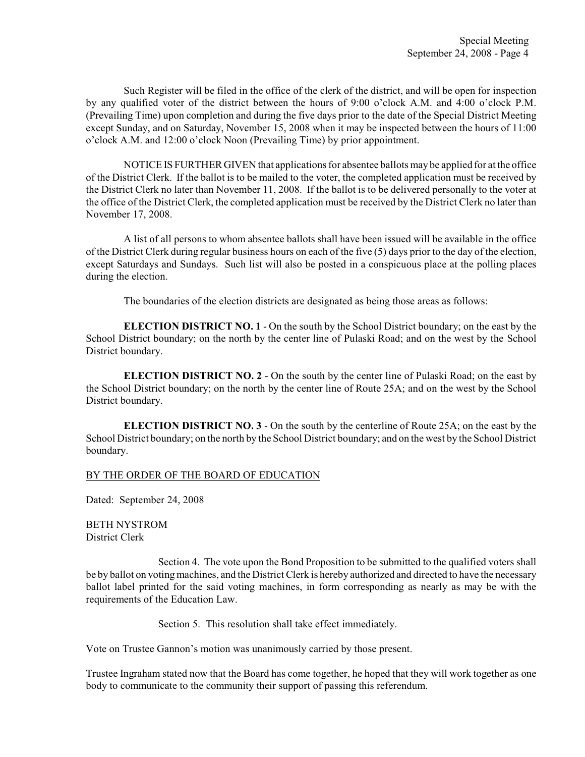Such Register will be filed in the office of the clerk of the district, and will be open for inspection by any qualified voter of the district between the hours of 9:00 o'clock A.M. and 4:00 o'clock P.M. (Prevailing Time) upon completion and during the five days prior to the date of the Special District Meeting except Sunday, and on Saturday, November 15, 2008 when it may be inspected between the hours of 11:00 o'clock A.M. and 12:00 o'clock Noon (Prevailing Time) by prior appointment.

NOTICE IS FURTHER GIVEN that applications for absentee ballots may be applied for at the office of the District Clerk. If the ballot is to be mailed to the voter, the completed application must be received by the District Clerk no later than November 11, 2008. If the ballot is to be delivered personally to the voter at the office of the District Clerk, the completed application must be received by the District Clerk no later than November 17, 2008.

A list of all persons to whom absentee ballots shall have been issued will be available in the office of the District Clerk during regular business hours on each of the five (5) days prior to the day of the election, except Saturdays and Sundays. Such list will also be posted in a conspicuous place at the polling places during the election.

The boundaries of the election districts are designated as being those areas as follows:

**ELECTION DISTRICT NO. 1** - On the south by the School District boundary; on the east by the School District boundary; on the north by the center line of Pulaski Road; and on the west by the School District boundary.

**ELECTION DISTRICT NO. 2** - On the south by the center line of Pulaski Road; on the east by the School District boundary; on the north by the center line of Route 25A; and on the west by the School District boundary.

**ELECTION DISTRICT NO. 3** - On the south by the centerline of Route 25A; on the east by the School District boundary; on the north by the School District boundary; and on the west by the School District boundary.

BY THE ORDER OF THE BOARD OF EDUCATION

Dated: September 24, 2008

BETH NYSTROM
District Clerk

Section 4. The vote upon the Bond Proposition to be submitted to the qualified voters shall be by ballot on voting machines, and the District Clerk is hereby authorized and directed to have the necessary ballot label printed for the said voting machines, in form corresponding as nearly as may be with the requirements of the Education Law.

Section 5. This resolution shall take effect immediately.

Vote on Trustee Gannon's motion was unanimously carried by those present.

Trustee Ingraham stated now that the Board has come together, he hoped that they will work together as one body to communicate to the community their support of passing this referendum.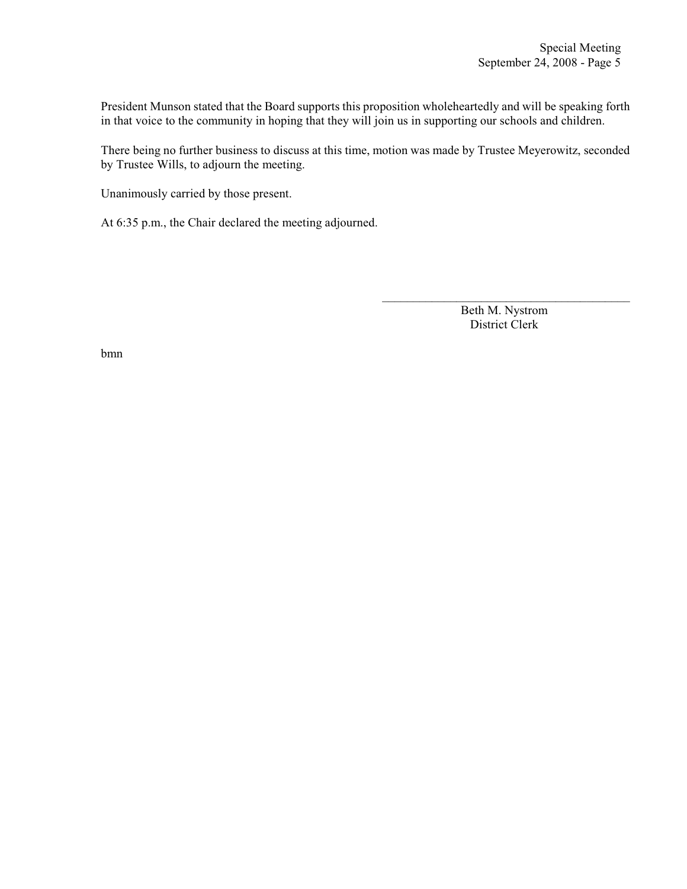President Munson stated that the Board supports this proposition wholeheartedly and will be speaking forth in that voice to the community in hoping that they will join us in supporting our schools and children.

There being no further business to discuss at this time, motion was made by Trustee Meyerowitz, seconded by Trustee Wills, to adjourn the meeting.

Unanimously carried by those present.

At 6:35 p.m., the Chair declared the meeting adjourned.

\_\_\_\_\_\_\_\_\_\_\_\_\_\_\_\_\_\_\_\_\_\_\_\_\_\_\_\_\_\_\_\_\_\_\_\_\_\_\_\_

Beth M. Nystrom
District Clerk

bmn